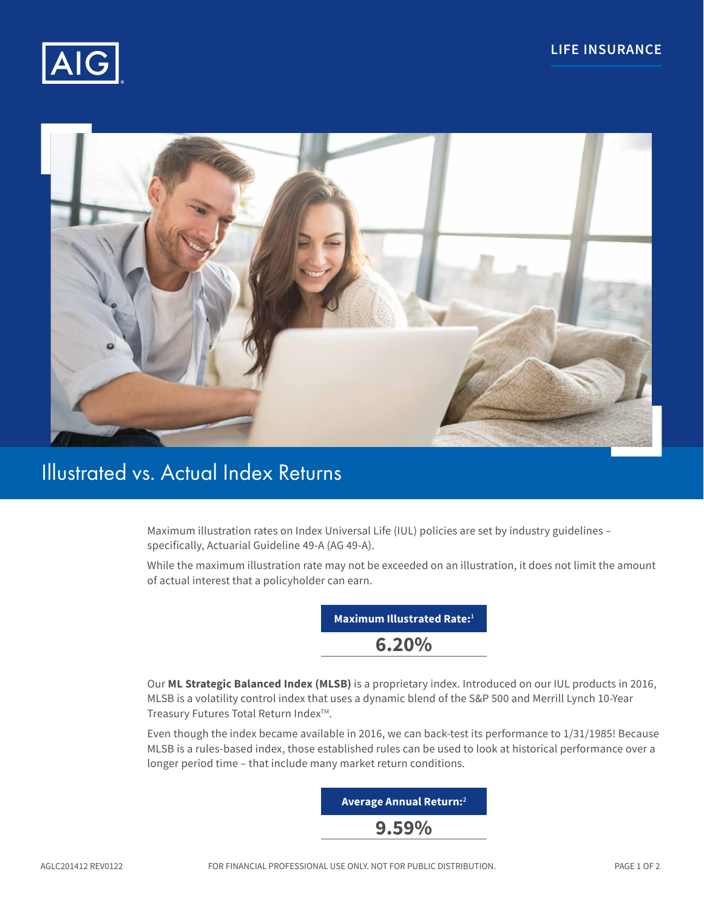LIFE INSURANCE

# Illustrated vs. Actual Index Returns

Maximum illustration rates on Index Universal Life (IUL) policies are set by industry guidelines – specifically, Actuarial Guideline 49-A (AG 49-A).

While the maximum illustration rate may not be exceeded on an illustration, it does not limit the amount of actual interest that a policyholder can earn.

| Maximum Illustrated Rate:[1] |
| --- |
| 6.20% |

Our **ML Strategic Balanced Index (MLSB)** is a proprietary index. Introduced on our IUL products in 2016, MLSB is a volatility control index that uses a dynamic blend of the S&P 500 and Merrill Lynch 10-Year Treasury Futures Total Return Index™.

Even though the index became available in 2016, we can back-test its performance to 1/31/1985! Because MLSB is a rules-based index, those established rules can be used to look at historical performance over a longer period time – that include many market return conditions.

| Average Annual Return:[2] |
| --- |
| 9.59% |

AGLC201412 REV0122

FOR FINANCIAL PROFESSIONAL USE ONLY. NOT FOR PUBLIC DISTRIBUTION.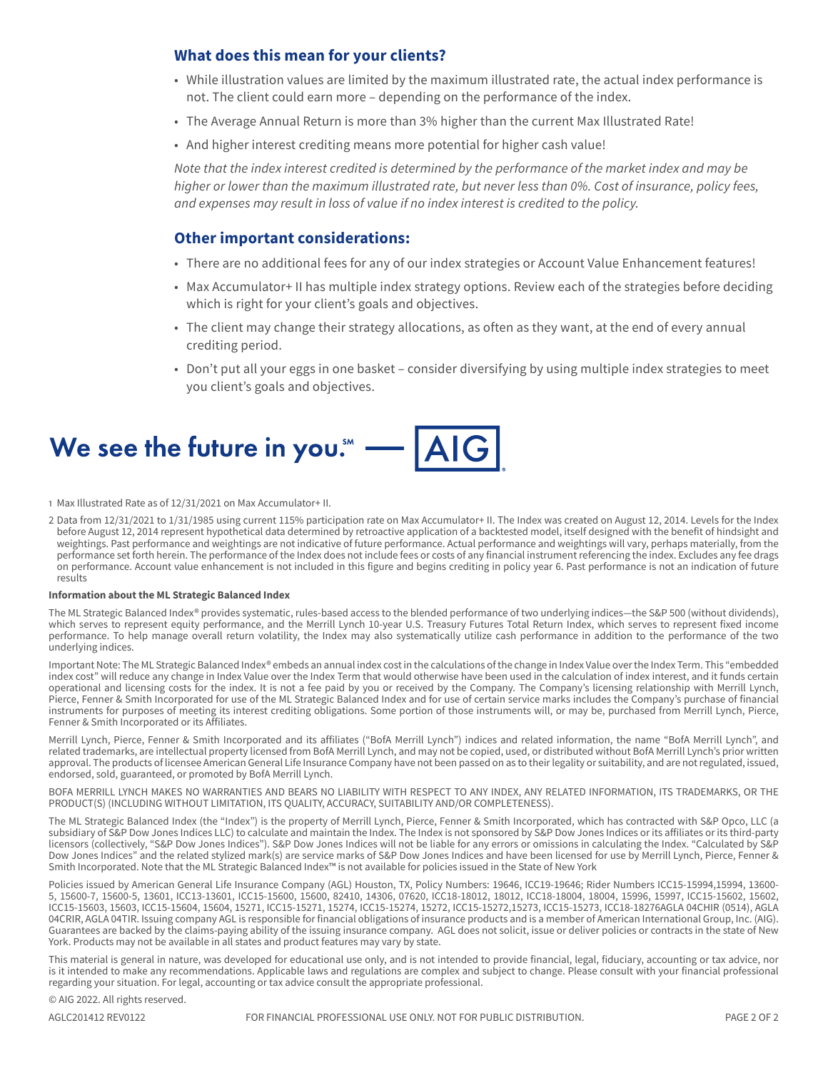## What does this mean for your clients?

- While illustration values are limited by the maximum illustrated rate, the actual index performance is not. The client could earn more – depending on the performance of the index.
- The Average Annual Return is more than 3% higher than the current Max Illustrated Rate!
- And higher interest crediting means more potential for higher cash value!

*Note that the index interest credited is determined by the performance of the market index and may be higher or lower than the maximum illustrated rate, but never less than 0%. Cost of insurance, policy fees, and expenses may result in loss of value if no index interest is credited to the policy.*

## Other important considerations:

- There are no additional fees for any of our index strategies or Account Value Enhancement features!
- Max Accumulator+ II has multiple index strategy options. Review each of the strategies before deciding which is right for your client's goals and objectives.
- The client may change their strategy allocations, as often as they want, at the end of every annual crediting period.
- Don't put all your eggs in one basket – consider diversifying by using multiple index strategies to meet you client's goals and objectives.

**We see the future in you.℠ — AIG**

1 Max Illustrated Rate as of 12/31/2021 on Max Accumulator+ II.

2 Data from 12/31/2021 to 1/31/1985 using current 115% participation rate on Max Accumulator+ II. The Index was created on August 12, 2014. Levels for the Index before August 12, 2014 represent hypothetical data determined by retroactive application of a backtested model, itself designed with the benefit of hindsight and weightings. Past performance and weightings are not indicative of future performance. Actual performance and weightings will vary, perhaps materially, from the performance set forth herein. The performance of the Index does not include fees or costs of any financial instrument referencing the index. Excludes any fee drags on performance. Account value enhancement is not included in this figure and begins crediting in policy year 6. Past performance is not an indication of future results

**Information about the ML Strategic Balanced Index**

The ML Strategic Balanced Index® provides systematic, rules-based access to the blended performance of two underlying indices—the S&P 500 (without dividends), which serves to represent equity performance, and the Merrill Lynch 10-year U.S. Treasury Futures Total Return Index, which serves to represent fixed income performance. To help manage overall return volatility, the Index may also systematically utilize cash performance in addition to the performance of the two underlying indices.

Important Note: The ML Strategic Balanced Index® embeds an annual index cost in the calculations of the change in Index Value over the Index Term. This "embedded index cost" will reduce any change in Index Value over the Index Term that would otherwise have been used in the calculation of index interest, and it funds certain operational and licensing costs for the index. It is not a fee paid by you or received by the Company. The Company's licensing relationship with Merrill Lynch, Pierce, Fenner & Smith Incorporated for use of the ML Strategic Balanced Index and for use of certain service marks includes the Company's purchase of financial instruments for purposes of meeting its interest crediting obligations. Some portion of those instruments will, or may be, purchased from Merrill Lynch, Pierce, Fenner & Smith Incorporated or its Affiliates.

Merrill Lynch, Pierce, Fenner & Smith Incorporated and its affiliates ("BofA Merrill Lynch") indices and related information, the name "BofA Merrill Lynch", and related trademarks, are intellectual property licensed from BofA Merrill Lynch, and may not be copied, used, or distributed without BofA Merrill Lynch's prior written approval. The products of licensee American General Life Insurance Company have not been passed on as to their legality or suitability, and are not regulated, issued, endorsed, sold, guaranteed, or promoted by BofA Merrill Lynch.

BOFA MERRILL LYNCH MAKES NO WARRANTIES AND BEARS NO LIABILITY WITH RESPECT TO ANY INDEX, ANY RELATED INFORMATION, ITS TRADEMARKS, OR THE PRODUCT(S) (INCLUDING WITHOUT LIMITATION, ITS QUALITY, ACCURACY, SUITABILITY AND/OR COMPLETENESS).

The ML Strategic Balanced Index (the "Index") is the property of Merrill Lynch, Pierce, Fenner & Smith Incorporated, which has contracted with S&P Opco, LLC (a subsidiary of S&P Dow Jones Indices LLC) to calculate and maintain the Index. The Index is not sponsored by S&P Dow Jones Indices or its affiliates or its third-party licensors (collectively, "S&P Dow Jones Indices"). S&P Dow Jones Indices will not be liable for any errors or omissions in calculating the Index. "Calculated by S&P Dow Jones Indices" and the related stylized mark(s) are service marks of S&P Dow Jones Indices and have been licensed for use by Merrill Lynch, Pierce, Fenner & Smith Incorporated. Note that the ML Strategic Balanced Index™ is not available for policies issued in the State of New York

Policies issued by American General Life Insurance Company (AGL) Houston, TX, Policy Numbers: 19646, ICC19-19646; Rider Numbers ICC15-15994,15994, 13600-5, 15600-7, 15600-5, 13601, ICC13-13601, ICC15-15600, 15600, 82410, 14306, 07620, ICC18-18012, 18012, ICC18-18004, 18004, 15996, 15997, ICC15-15602, 15602, ICC15-15603, 15603, ICC15-15604, 15604, 15271, ICC15-15271, 15274, ICC15-15274, 15272, ICC15-15272,15273, ICC15-15273, ICC18-18276AGLA 04CHIR (0514), AGLA 04CRIR, AGLA 04TIR. Issuing company AGL is responsible for financial obligations of insurance products and is a member of American International Group, Inc. (AIG). Guarantees are backed by the claims-paying ability of the issuing insurance company. AGL does not solicit, issue or deliver policies or contracts in the state of New York. Products may not be available in all states and product features may vary by state.

This material is general in nature, was developed for educational use only, and is not intended to provide financial, legal, fiduciary, accounting or tax advice, nor is it intended to make any recommendations. Applicable laws and regulations are complex and subject to change. Please consult with your financial professional regarding your situation. For legal, accounting or tax advice consult the appropriate professional.

© AIG 2022. All rights reserved.

AGLC201412 REV0122 FOR FINANCIAL PROFESSIONAL USE ONLY. NOT FOR PUBLIC DISTRIBUTION.